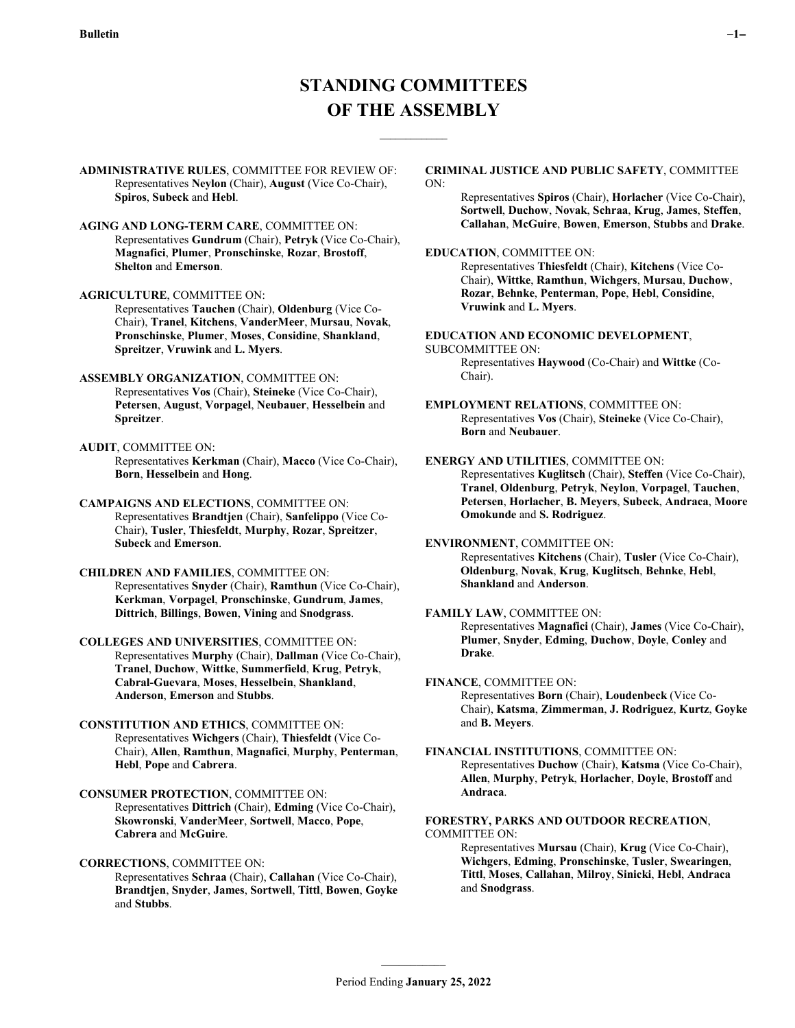# STANDING COMMITTEES OF THE ASSEMBLY

**ADMINISTRATIVE RULES**, COMMITTEE FOR REVIEW OF:
Representatives **Neylon** (Chair), **August** (Vice Co-Chair), **Spiros**, **Subeck** and **Hebl**.

**AGING AND LONG-TERM CARE**, COMMITTEE ON:
Representatives **Gundrum** (Chair), **Petryk** (Vice Co-Chair), **Magnafici**, **Plumer**, **Pronschinske**, **Rozar**, **Brostoff**, **Shelton** and **Emerson**.

**AGRICULTURE**, COMMITTEE ON:
Representatives **Tauchen** (Chair), **Oldenburg** (Vice Co-Chair), **Tranel**, **Kitchens**, **VanderMeer**, **Mursau**, **Novak**, **Pronschinske**, **Plumer**, **Moses**, **Considine**, **Shankland**, **Spreitzer**, **Vruwink** and **L. Myers**.

**ASSEMBLY ORGANIZATION**, COMMITTEE ON:
Representatives **Vos** (Chair), **Steineke** (Vice Co-Chair), **Petersen**, **August**, **Vorpagel**, **Neubauer**, **Hesselbein** and **Spreitzer**.

**AUDIT**, COMMITTEE ON:
Representatives **Kerkman** (Chair), **Macco** (Vice Co-Chair), **Born**, **Hesselbein** and **Hong**.

**CAMPAIGNS AND ELECTIONS**, COMMITTEE ON:
Representatives **Brandtjen** (Chair), **Sanfelippo** (Vice Co-Chair), **Tusler**, **Thiesfeldt**, **Murphy**, **Rozar**, **Spreitzer**, **Subeck** and **Emerson**.

**CHILDREN AND FAMILIES**, COMMITTEE ON:
Representatives **Snyder** (Chair), **Ramthun** (Vice Co-Chair), **Kerkman**, **Vorpagel**, **Pronschinske**, **Gundrum**, **James**, **Dittrich**, **Billings**, **Bowen**, **Vining** and **Snodgrass**.

**COLLEGES AND UNIVERSITIES**, COMMITTEE ON:
Representatives **Murphy** (Chair), **Dallman** (Vice Co-Chair), **Tranel**, **Duchow**, **Wittke**, **Summerfield**, **Krug**, **Petryk**, **Cabral-Guevara**, **Moses**, **Hesselbein**, **Shankland**, **Anderson**, **Emerson** and **Stubbs**.

**CONSTITUTION AND ETHICS**, COMMITTEE ON:
Representatives **Wichgers** (Chair), **Thiesfeldt** (Vice Co-Chair), **Allen**, **Ramthun**, **Magnafici**, **Murphy**, **Penterman**, **Hebl**, **Pope** and **Cabrera**.

**CONSUMER PROTECTION**, COMMITTEE ON:
Representatives **Dittrich** (Chair), **Edming** (Vice Co-Chair), **Skowronski**, **VanderMeer**, **Sortwell**, **Macco**, **Pope**, **Cabrera** and **McGuire**.

**CORRECTIONS**, COMMITTEE ON:
Representatives **Schraa** (Chair), **Callahan** (Vice Co-Chair), **Brandtjen**, **Snyder**, **James**, **Sortwell**, **Tittl**, **Bowen**, **Goyke** and **Stubbs**.

**CRIMINAL JUSTICE AND PUBLIC SAFETY**, COMMITTEE ON:
Representatives **Spiros** (Chair), **Horlacher** (Vice Co-Chair), **Sortwell**, **Duchow**, **Novak**, **Schraa**, **Krug**, **James**, **Steffen**, **Callahan**, **McGuire**, **Bowen**, **Emerson**, **Stubbs** and **Drake**.

**EDUCATION**, COMMITTEE ON:
Representatives **Thiesfeldt** (Chair), **Kitchens** (Vice Co-Chair), **Wittke**, **Ramthun**, **Wichgers**, **Mursau**, **Duchow**, **Rozar**, **Behnke**, **Penterman**, **Pope**, **Hebl**, **Considine**, **Vruwink** and **L. Myers**.

**EDUCATION AND ECONOMIC DEVELOPMENT**, SUBCOMMITTEE ON:
Representatives **Haywood** (Co-Chair) and **Wittke** (Co-Chair).

**EMPLOYMENT RELATIONS**, COMMITTEE ON:
Representatives **Vos** (Chair), **Steineke** (Vice Co-Chair), **Born** and **Neubauer**.

**ENERGY AND UTILITIES**, COMMITTEE ON:
Representatives **Kuglitsch** (Chair), **Steffen** (Vice Co-Chair), **Tranel**, **Oldenburg**, **Petryk**, **Neylon**, **Vorpagel**, **Tauchen**, **Petersen**, **Horlacher**, **B. Meyers**, **Subeck**, **Andraca**, **Moore Omokunde** and **S. Rodriguez**.

**ENVIRONMENT**, COMMITTEE ON:
Representatives **Kitchens** (Chair), **Tusler** (Vice Co-Chair), **Oldenburg**, **Novak**, **Krug**, **Kuglitsch**, **Behnke**, **Hebl**, **Shankland** and **Anderson**.

**FAMILY LAW**, COMMITTEE ON:
Representatives **Magnafici** (Chair), **James** (Vice Co-Chair), **Plumer**, **Snyder**, **Edming**, **Duchow**, **Doyle**, **Conley** and **Drake**.

**FINANCE**, COMMITTEE ON:
Representatives **Born** (Chair), **Loudenbeck** (Vice Co-Chair), **Katsma**, **Zimmerman**, **J. Rodriguez**, **Kurtz**, **Goyke** and **B. Meyers**.

**FINANCIAL INSTITUTIONS**, COMMITTEE ON:
Representatives **Duchow** (Chair), **Katsma** (Vice Co-Chair), **Allen**, **Murphy**, **Petryk**, **Horlacher**, **Doyle**, **Brostoff** and **Andraca**.

**FORESTRY, PARKS AND OUTDOOR RECREATION**, COMMITTEE ON:
Representatives **Mursau** (Chair), **Krug** (Vice Co-Chair), **Wichgers**, **Edming**, **Pronschinske**, **Tusler**, **Swearingen**, **Tittl**, **Moses**, **Callahan**, **Milroy**, **Sinicki**, **Hebl**, **Andraca** and **Snodgrass**.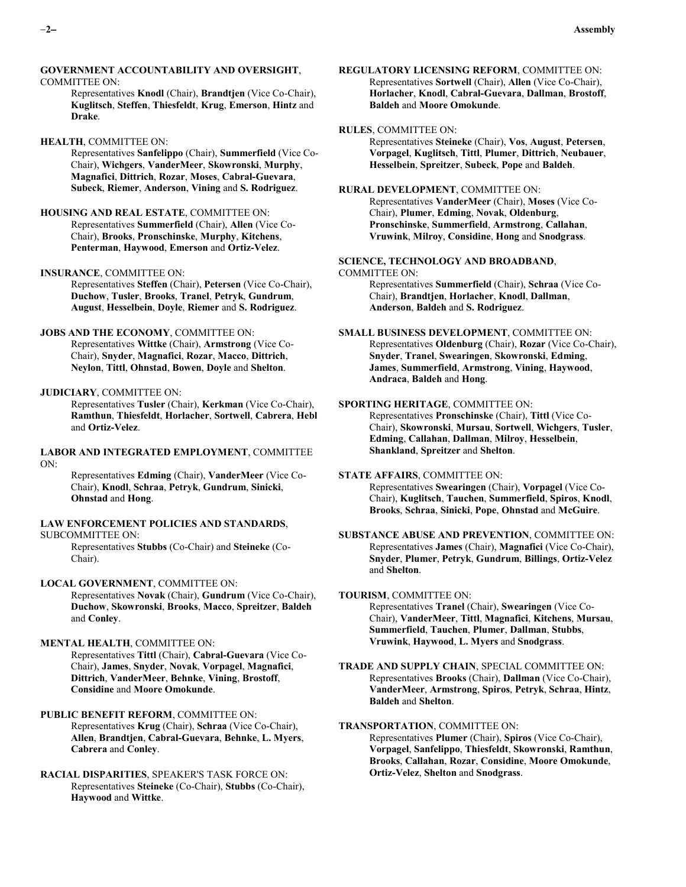**GOVERNMENT ACCOUNTABILITY AND OVERSIGHT**, COMMITTEE ON:
Representatives **Knodl** (Chair), **Brandtjen** (Vice Co-Chair), **Kuglitsch**, **Steffen**, **Thiesfeldt**, **Krug**, **Emerson**, **Hintz** and **Drake**.

**HEALTH**, COMMITTEE ON:
Representatives **Sanfelippo** (Chair), **Summerfield** (Vice Co-Chair), **Wichgers**, **VanderMeer**, **Skowronski**, **Murphy**, **Magnafici**, **Dittrich**, **Rozar**, **Moses**, **Cabral-Guevara**, **Subeck**, **Riemer**, **Anderson**, **Vining** and **S. Rodriguez**.

**HOUSING AND REAL ESTATE**, COMMITTEE ON:
Representatives **Summerfield** (Chair), **Allen** (Vice Co-Chair), **Brooks**, **Pronschinske**, **Murphy**, **Kitchens**, **Penterman**, **Haywood**, **Emerson** and **Ortiz-Velez**.

**INSURANCE**, COMMITTEE ON:
Representatives **Steffen** (Chair), **Petersen** (Vice Co-Chair), **Duchow**, **Tusler**, **Brooks**, **Tranel**, **Petryk**, **Gundrum**, **August**, **Hesselbein**, **Doyle**, **Riemer** and **S. Rodriguez**.

**JOBS AND THE ECONOMY**, COMMITTEE ON:
Representatives **Wittke** (Chair), **Armstrong** (Vice Co-Chair), **Snyder**, **Magnafici**, **Rozar**, **Macco**, **Dittrich**, **Neylon**, **Tittl**, **Ohnstad**, **Bowen**, **Doyle** and **Shelton**.

**JUDICIARY**, COMMITTEE ON:
Representatives **Tusler** (Chair), **Kerkman** (Vice Co-Chair), **Ramthun**, **Thiesfeldt**, **Horlacher**, **Sortwell**, **Cabrera**, **Hebl** and **Ortiz-Velez**.

**LABOR AND INTEGRATED EMPLOYMENT**, COMMITTEE ON:
Representatives **Edming** (Chair), **VanderMeer** (Vice Co-Chair), **Knodl**, **Schraa**, **Petryk**, **Gundrum**, **Sinicki**, **Ohnstad** and **Hong**.

**LAW ENFORCEMENT POLICIES AND STANDARDS**, SUBCOMMITTEE ON:
Representatives **Stubbs** (Co-Chair) and **Steineke** (Co-Chair).

**LOCAL GOVERNMENT**, COMMITTEE ON:
Representatives **Novak** (Chair), **Gundrum** (Vice Co-Chair), **Duchow**, **Skowronski**, **Brooks**, **Macco**, **Spreitzer**, **Baldeh** and **Conley**.

**MENTAL HEALTH**, COMMITTEE ON:
Representatives **Tittl** (Chair), **Cabral-Guevara** (Vice Co-Chair), **James**, **Snyder**, **Novak**, **Vorpagel**, **Magnafici**, **Dittrich**, **VanderMeer**, **Behnke**, **Vining**, **Brostoff**, **Considine** and **Moore Omokunde**.

**PUBLIC BENEFIT REFORM**, COMMITTEE ON:
Representatives **Krug** (Chair), **Schraa** (Vice Co-Chair), **Allen**, **Brandtjen**, **Cabral-Guevara**, **Behnke**, **L. Myers**, **Cabrera** and **Conley**.

**RACIAL DISPARITIES**, SPEAKER'S TASK FORCE ON:
Representatives **Steineke** (Co-Chair), **Stubbs** (Co-Chair), **Haywood** and **Wittke**.

**REGULATORY LICENSING REFORM**, COMMITTEE ON:
Representatives **Sortwell** (Chair), **Allen** (Vice Co-Chair), **Horlacher**, **Knodl**, **Cabral-Guevara**, **Dallman**, **Brostoff**, **Baldeh** and **Moore Omokunde**.

**RULES**, COMMITTEE ON:
Representatives **Steineke** (Chair), **Vos**, **August**, **Petersen**, **Vorpagel**, **Kuglitsch**, **Tittl**, **Plumer**, **Dittrich**, **Neubauer**, **Hesselbein**, **Spreitzer**, **Subeck**, **Pope** and **Baldeh**.

**RURAL DEVELOPMENT**, COMMITTEE ON:
Representatives **VanderMeer** (Chair), **Moses** (Vice Co-Chair), **Plumer**, **Edming**, **Novak**, **Oldenburg**, **Pronschinske**, **Summerfield**, **Armstrong**, **Callahan**, **Vruwink**, **Milroy**, **Considine**, **Hong** and **Snodgrass**.

**SCIENCE, TECHNOLOGY AND BROADBAND**, COMMITTEE ON:
Representatives **Summerfield** (Chair), **Schraa** (Vice Co-Chair), **Brandtjen**, **Horlacher**, **Knodl**, **Dallman**, **Anderson**, **Baldeh** and **S. Rodriguez**.

**SMALL BUSINESS DEVELOPMENT**, COMMITTEE ON:
Representatives **Oldenburg** (Chair), **Rozar** (Vice Co-Chair), **Snyder**, **Tranel**, **Swearingen**, **Skowronski**, **Edming**, **James**, **Summerfield**, **Armstrong**, **Vining**, **Haywood**, **Andraca**, **Baldeh** and **Hong**.

**SPORTING HERITAGE**, COMMITTEE ON:
Representatives **Pronschinske** (Chair), **Tittl** (Vice Co-Chair), **Skowronski**, **Mursau**, **Sortwell**, **Wichgers**, **Tusler**, **Edming**, **Callahan**, **Dallman**, **Milroy**, **Hesselbein**, **Shankland**, **Spreitzer** and **Shelton**.

**STATE AFFAIRS**, COMMITTEE ON:
Representatives **Swearingen** (Chair), **Vorpagel** (Vice Co-Chair), **Kuglitsch**, **Tauchen**, **Summerfield**, **Spiros**, **Knodl**, **Brooks**, **Schraa**, **Sinicki**, **Pope**, **Ohnstad** and **McGuire**.

**SUBSTANCE ABUSE AND PREVENTION**, COMMITTEE ON:
Representatives **James** (Chair), **Magnafici** (Vice Co-Chair), **Snyder**, **Plumer**, **Petryk**, **Gundrum**, **Billings**, **Ortiz-Velez** and **Shelton**.

**TOURISM**, COMMITTEE ON:
Representatives **Tranel** (Chair), **Swearingen** (Vice Co-Chair), **VanderMeer**, **Tittl**, **Magnafici**, **Kitchens**, **Mursau**, **Summerfield**, **Tauchen**, **Plumer**, **Dallman**, **Stubbs**, **Vruwink**, **Haywood**, **L. Myers** and **Snodgrass**.

**TRADE AND SUPPLY CHAIN**, SPECIAL COMMITTEE ON:
Representatives **Brooks** (Chair), **Dallman** (Vice Co-Chair), **VanderMeer**, **Armstrong**, **Spiros**, **Petryk**, **Schraa**, **Hintz**, **Baldeh** and **Shelton**.

**TRANSPORTATION**, COMMITTEE ON:
Representatives **Plumer** (Chair), **Spiros** (Vice Co-Chair), **Vorpagel**, **Sanfelippo**, **Thiesfeldt**, **Skowronski**, **Ramthun**, **Brooks**, **Callahan**, **Rozar**, **Considine**, **Moore Omokunde**, **Ortiz-Velez**, **Shelton** and **Snodgrass**.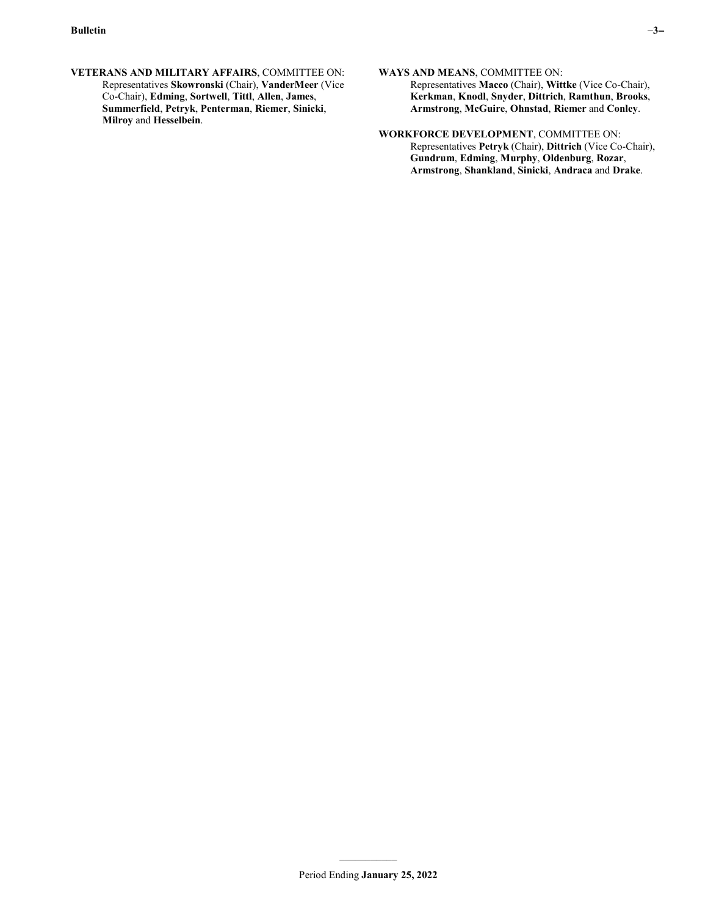**VETERANS AND MILITARY AFFAIRS**, COMMITTEE ON:
Representatives **Skowronski** (Chair), **VanderMeer** (Vice Co-Chair), **Edming**, **Sortwell**, **Tittl**, **Allen**, **James**, **Summerfield**, **Petryk**, **Penterman**, **Riemer**, **Sinicki**, **Milroy** and **Hesselbein**.

**WAYS AND MEANS**, COMMITTEE ON:
Representatives **Macco** (Chair), **Wittke** (Vice Co-Chair), **Kerkman**, **Knodl**, **Snyder**, **Dittrich**, **Ramthun**, **Brooks**, **Armstrong**, **McGuire**, **Ohnstad**, **Riemer** and **Conley**.

**WORKFORCE DEVELOPMENT**, COMMITTEE ON:
Representatives **Petryk** (Chair), **Dittrich** (Vice Co-Chair), **Gundrum**, **Edming**, **Murphy**, **Oldenburg**, **Rozar**, **Armstrong**, **Shankland**, **Sinicki**, **Andraca** and **Drake**.